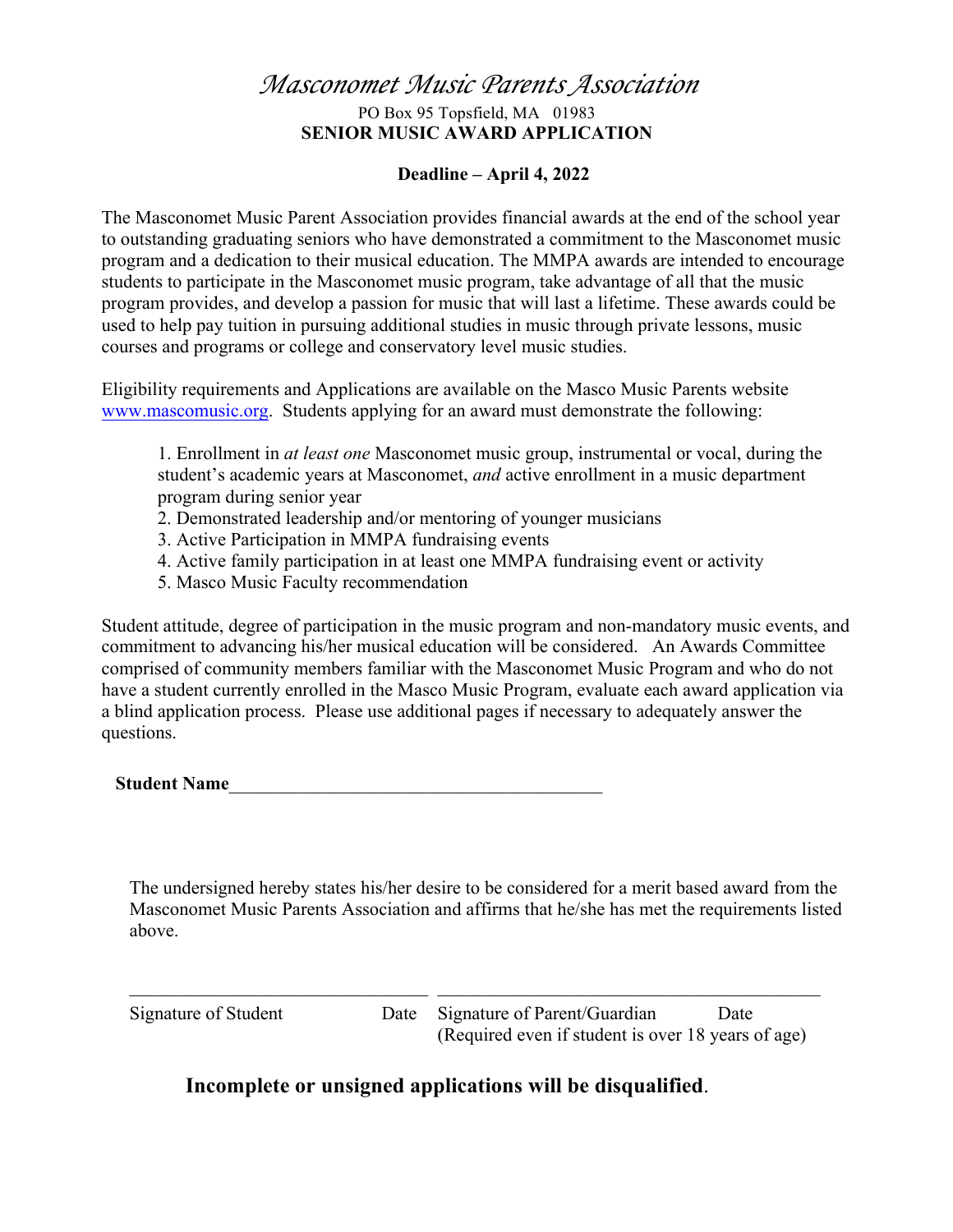# *Masconomet Music Parents Association*

PO Box 95 Topsfield, MA 01983

**SENIOR MUSIC AWARD APPLICATION**

**Deadline – April 4, 2022**

The Masconomet Music Parent Association provides financial awards at the end of the school year to outstanding graduating seniors who have demonstrated a commitment to the Masconomet music program and a dedication to their musical education. The MMPA awards are intended to encourage students to participate in the Masconomet music program, take advantage of all that the music program provides, and develop a passion for music that will last a lifetime. These awards could be used to help pay tuition in pursuing additional studies in music through private lessons, music courses and programs or college and conservatory level music studies.

Eligibility requirements and Applications are available on the Masco Music Parents website [www.mascomusic.org](http://www.mascomusic.org). Students applying for an award must demonstrate the following:

1. Enrollment in *at least one* Masconomet music group, instrumental or vocal, during the student's academic years at Masconomet, *and* active enrollment in a music department program during senior year
2. Demonstrated leadership and/or mentoring of younger musicians
3. Active Participation in MMPA fundraising events
4. Active family participation in at least one MMPA fundraising event or activity
5. Masco Music Faculty recommendation

Student attitude, degree of participation in the music program and non-mandatory music events, and commitment to advancing his/her musical education will be considered. An Awards Committee comprised of community members familiar with the Masconomet Music Program and who do not have a student currently enrolled in the Masco Music Program, evaluate each award application via a blind application process. Please use additional pages if necessary to adequately answer the questions.

**Student Name**_______________________________________

The undersigned hereby states his/her desire to be considered for a merit based award from the Masconomet Music Parents Association and affirms that he/she has met the requirements listed above.

_______________________________ _______________________________

Signature of Student Date Signature of Parent/Guardian Date
(Required even if student is over 18 years of age)

**Incomplete or unsigned applications will be disqualified**.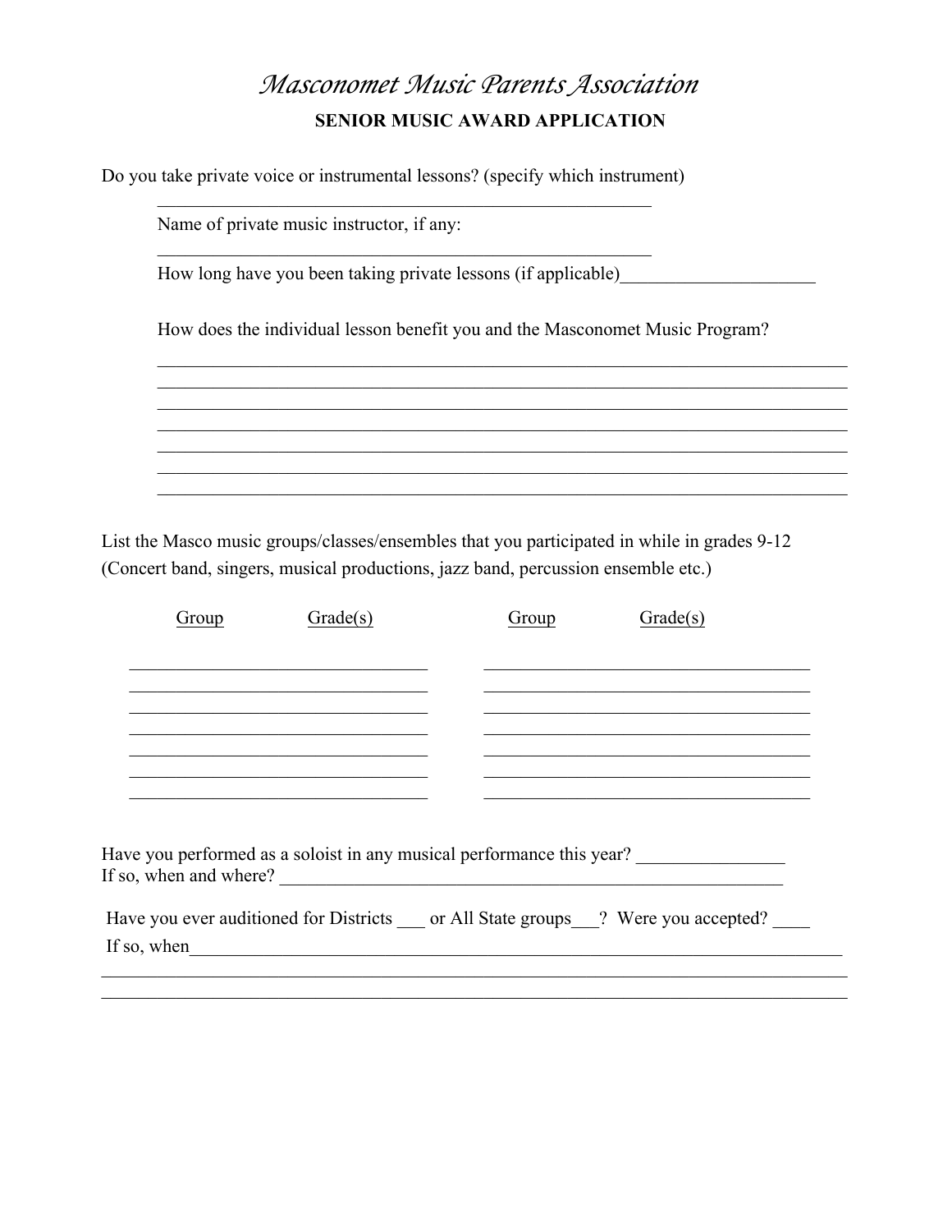# *Masconomet Music Parents Association*

## SENIOR MUSIC AWARD APPLICATION

Do you take private voice or instrumental lessons? (specify which instrument)

_______________________________________________________

Name of private music instructor, if any:

_______________________________________________________

How long have you been taking private lessons (if applicable)_____________________

How does the individual lesson benefit you and the Masconomet Music Program?

_____________________________________________________________________________
_____________________________________________________________________________
_____________________________________________________________________________
_____________________________________________________________________________
_____________________________________________________________________________
_____________________________________________________________________________
_____________________________________________________________________________

List the Masco music groups/classes/ensembles that you participated in while in grades 9-12
(Concert band, singers, musical productions, jazz band, percussion ensemble etc.)

| Group | Grade(s) | Group | Grade(s) |
|---|---|---|---|
| | | | |
| | | | |
| | | | |
| | | | |
| | | | |
| | | | |
| | | | |

Have you performed as a soloist in any musical performance this year? ________________
If so, when and where? _______________________________________________________

Have you ever auditioned for Districts ___ or All State groups___? Were you accepted? ____
If so, when_____________________________________________________________________
_________________________________________________________________________________
_________________________________________________________________________________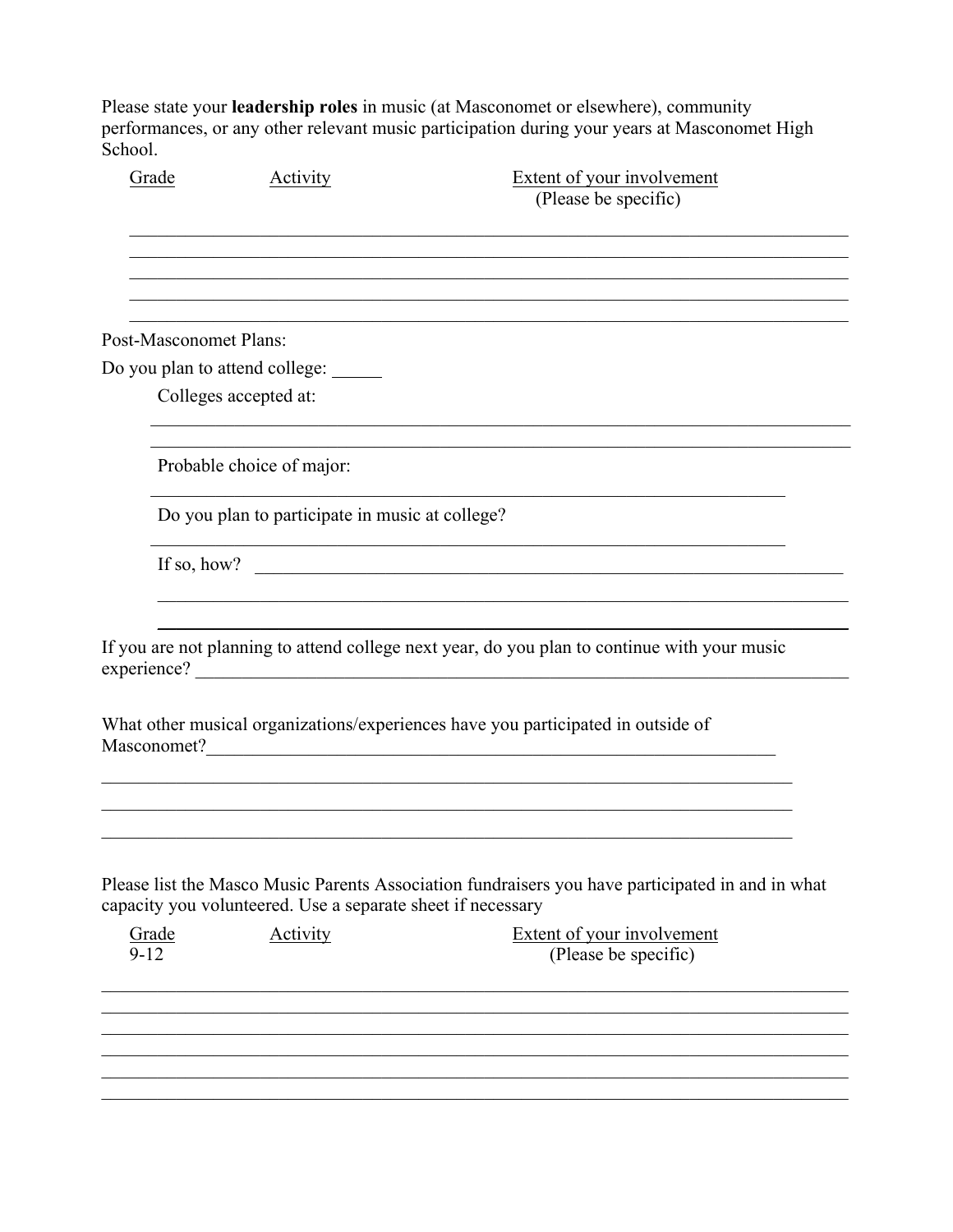Please state your **leadership roles** in music (at Masconomet or elsewhere), community performances, or any other relevant music participation during your years at Masconomet High School.

| Grade | Activity | Extent of your involvement (Please be specific) |
| --- | --- | --- |
| | | |
| | | |
| | | |
| | | |
| | | |

Post-Masconomet Plans:

Do you plan to attend college: _____

Colleges accepted at:

______________________________________________________________________

______________________________________________________________________

Probable choice of major:

______________________________________________________________________

Do you plan to participate in music at college?

______________________________________________________________________

If so, how? ______________________________________________________________

______________________________________________________________________

______________________________________________________________________

If you are not planning to attend college next year, do you plan to continue with your music experience? ______________________________________________________________

What other musical organizations/experiences have you participated in outside of Masconomet?______________________________________________________________

______________________________________________________________________

______________________________________________________________________

______________________________________________________________________

Please list the Masco Music Parents Association fundraisers you have participated in and in what capacity you volunteered. Use a separate sheet if necessary

| Grade 9-12 | Activity | Extent of your involvement (Please be specific) |
| --- | --- | --- |
| | | |
| | | |
| | | |
| | | |
| | | |
| | | |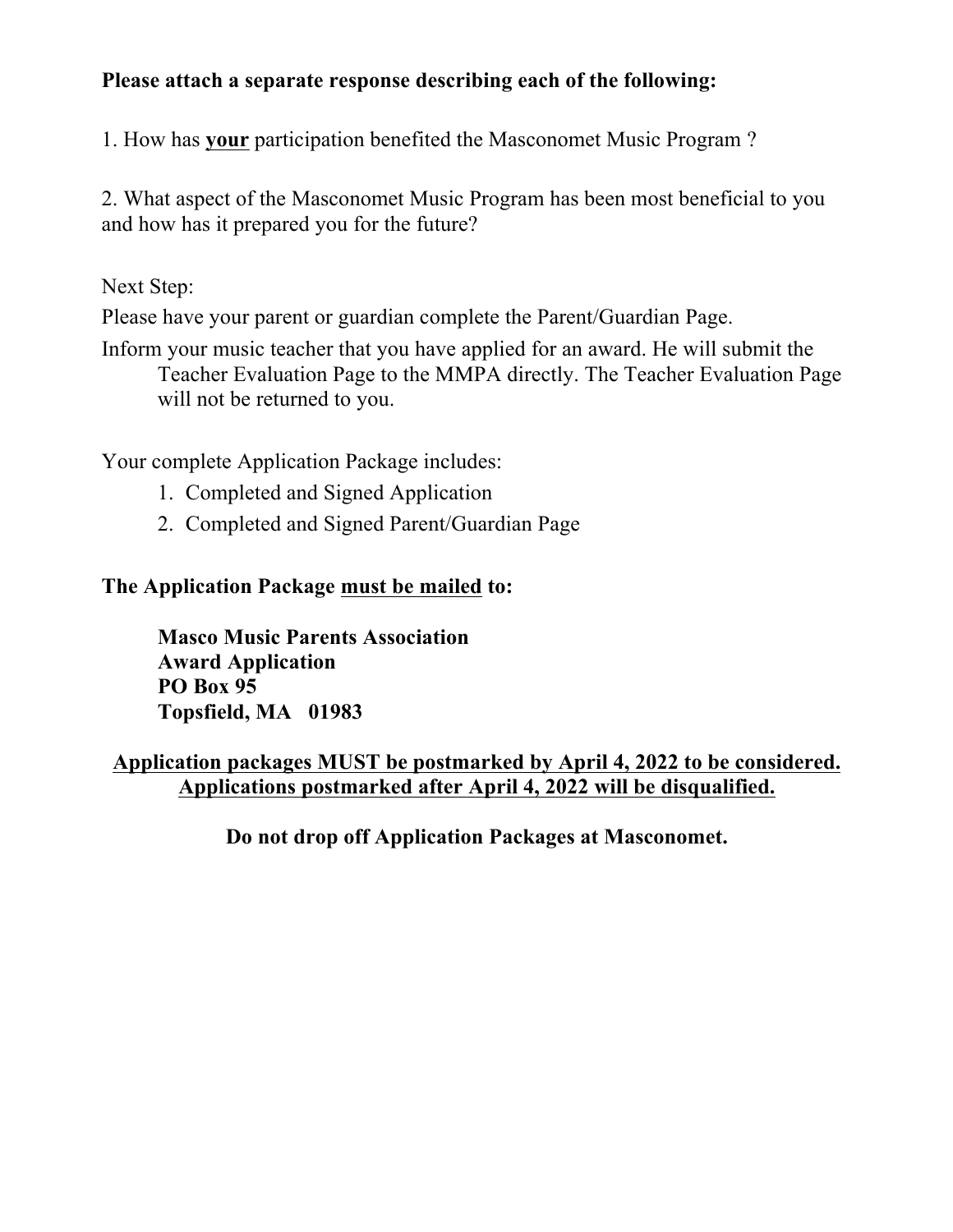**Please attach a separate response describing each of the following:**

1. How has <u>**your**</u> participation benefited the Masconomet Music Program ?

2. What aspect of the Masconomet Music Program has been most beneficial to you and how has it prepared you for the future?

Next Step:

Please have your parent or guardian complete the Parent/Guardian Page.

Inform your music teacher that you have applied for an award. He will submit the Teacher Evaluation Page to the MMPA directly. The Teacher Evaluation Page will not be returned to you.

Your complete Application Package includes:

1. Completed and Signed Application
2. Completed and Signed Parent/Guardian Page

**The Application Package <u>must be mailed</u> to:**

**Masco Music Parents Association**
**Award Application**
**PO Box 95**
**Topsfield, MA 01983**

<u>**Application packages MUST be postmarked by April 4, 2022 to be considered. Applications postmarked after April 4, 2022 will be disqualified.**</u>

**Do not drop off Application Packages at Masconomet.**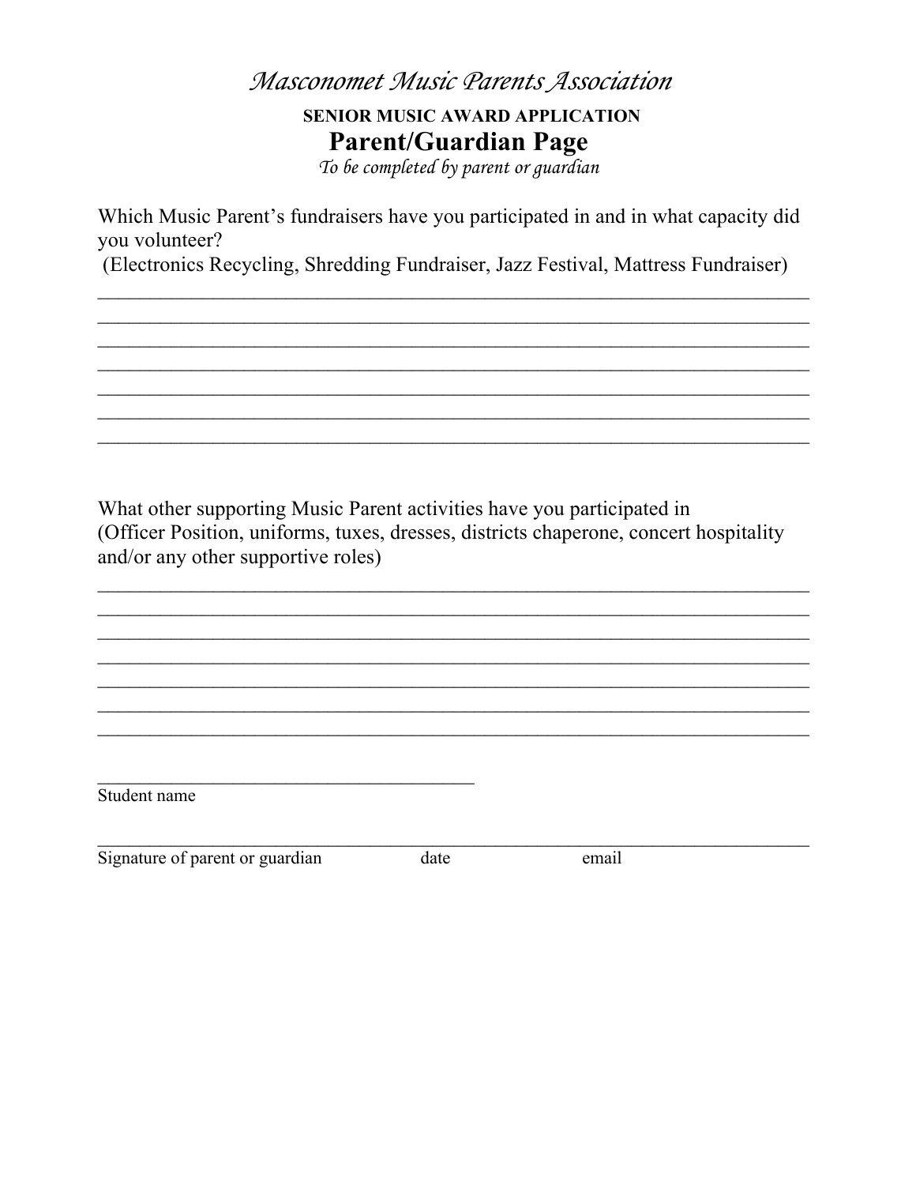# *Masconomet Music Parents Association*

**SENIOR MUSIC AWARD APPLICATION**

## Parent/Guardian Page

*To be completed by parent or guardian*

Which Music Parent's fundraisers have you participated in and in what capacity did you volunteer?
(Electronics Recycling, Shredding Fundraiser, Jazz Festival, Mattress Fundraiser)

\_\_\_\_\_\_\_\_\_\_\_\_\_\_\_\_\_\_\_\_\_\_\_\_\_\_\_\_\_\_\_\_\_\_\_\_\_\_\_\_\_\_\_\_\_\_\_\_\_\_\_\_\_\_\_\_\_\_\_\_\_\_\_\_\_\_\_\_\_\_
\_\_\_\_\_\_\_\_\_\_\_\_\_\_\_\_\_\_\_\_\_\_\_\_\_\_\_\_\_\_\_\_\_\_\_\_\_\_\_\_\_\_\_\_\_\_\_\_\_\_\_\_\_\_\_\_\_\_\_\_\_\_\_\_\_\_\_\_\_\_
\_\_\_\_\_\_\_\_\_\_\_\_\_\_\_\_\_\_\_\_\_\_\_\_\_\_\_\_\_\_\_\_\_\_\_\_\_\_\_\_\_\_\_\_\_\_\_\_\_\_\_\_\_\_\_\_\_\_\_\_\_\_\_\_\_\_\_\_\_\_
\_\_\_\_\_\_\_\_\_\_\_\_\_\_\_\_\_\_\_\_\_\_\_\_\_\_\_\_\_\_\_\_\_\_\_\_\_\_\_\_\_\_\_\_\_\_\_\_\_\_\_\_\_\_\_\_\_\_\_\_\_\_\_\_\_\_\_\_\_\_
\_\_\_\_\_\_\_\_\_\_\_\_\_\_\_\_\_\_\_\_\_\_\_\_\_\_\_\_\_\_\_\_\_\_\_\_\_\_\_\_\_\_\_\_\_\_\_\_\_\_\_\_\_\_\_\_\_\_\_\_\_\_\_\_\_\_\_\_\_\_
\_\_\_\_\_\_\_\_\_\_\_\_\_\_\_\_\_\_\_\_\_\_\_\_\_\_\_\_\_\_\_\_\_\_\_\_\_\_\_\_\_\_\_\_\_\_\_\_\_\_\_\_\_\_\_\_\_\_\_\_\_\_\_\_\_\_\_\_\_\_
\_\_\_\_\_\_\_\_\_\_\_\_\_\_\_\_\_\_\_\_\_\_\_\_\_\_\_\_\_\_\_\_\_\_\_\_\_\_\_\_\_\_\_\_\_\_\_\_\_\_\_\_\_\_\_\_\_\_\_\_\_\_\_\_\_\_\_\_\_\_

What other supporting Music Parent activities have you participated in
(Officer Position, uniforms, tuxes, dresses, districts chaperone, concert hospitality and/or any other supportive roles)

\_\_\_\_\_\_\_\_\_\_\_\_\_\_\_\_\_\_\_\_\_\_\_\_\_\_\_\_\_\_\_\_\_\_\_\_\_\_\_\_\_\_\_\_\_\_\_\_\_\_\_\_\_\_\_\_\_\_\_\_\_\_\_\_\_\_\_\_\_\_
\_\_\_\_\_\_\_\_\_\_\_\_\_\_\_\_\_\_\_\_\_\_\_\_\_\_\_\_\_\_\_\_\_\_\_\_\_\_\_\_\_\_\_\_\_\_\_\_\_\_\_\_\_\_\_\_\_\_\_\_\_\_\_\_\_\_\_\_\_\_
\_\_\_\_\_\_\_\_\_\_\_\_\_\_\_\_\_\_\_\_\_\_\_\_\_\_\_\_\_\_\_\_\_\_\_\_\_\_\_\_\_\_\_\_\_\_\_\_\_\_\_\_\_\_\_\_\_\_\_\_\_\_\_\_\_\_\_\_\_\_
\_\_\_\_\_\_\_\_\_\_\_\_\_\_\_\_\_\_\_\_\_\_\_\_\_\_\_\_\_\_\_\_\_\_\_\_\_\_\_\_\_\_\_\_\_\_\_\_\_\_\_\_\_\_\_\_\_\_\_\_\_\_\_\_\_\_\_\_\_\_
\_\_\_\_\_\_\_\_\_\_\_\_\_\_\_\_\_\_\_\_\_\_\_\_\_\_\_\_\_\_\_\_\_\_\_\_\_\_\_\_\_\_\_\_\_\_\_\_\_\_\_\_\_\_\_\_\_\_\_\_\_\_\_\_\_\_\_\_\_\_
\_\_\_\_\_\_\_\_\_\_\_\_\_\_\_\_\_\_\_\_\_\_\_\_\_\_\_\_\_\_\_\_\_\_\_\_\_\_\_\_\_\_\_\_\_\_\_\_\_\_\_\_\_\_\_\_\_\_\_\_\_\_\_\_\_\_\_\_\_\_
\_\_\_\_\_\_\_\_\_\_\_\_\_\_\_\_\_\_\_\_\_\_\_\_\_\_\_\_\_\_\_\_\_\_\_\_\_\_\_\_\_\_\_\_\_\_\_\_\_\_\_\_\_\_\_\_\_\_\_\_\_\_\_\_\_\_\_\_\_\_

\_\_\_\_\_\_\_\_\_\_\_\_\_\_\_\_\_\_\_\_\_\_\_\_\_\_\_\_\_\_\_\_\_\_\_\_\_\_\_\_
Student name

\_\_\_\_\_\_\_\_\_\_\_\_\_\_\_\_\_\_\_\_\_\_\_\_\_\_\_\_\_\_\_\_\_\_\_\_\_\_\_\_\_\_\_\_\_\_\_\_\_\_\_\_\_\_\_\_\_\_\_\_\_\_\_\_\_\_\_\_\_\_
Signature of parent or guardian　　　　date　　　　　　email